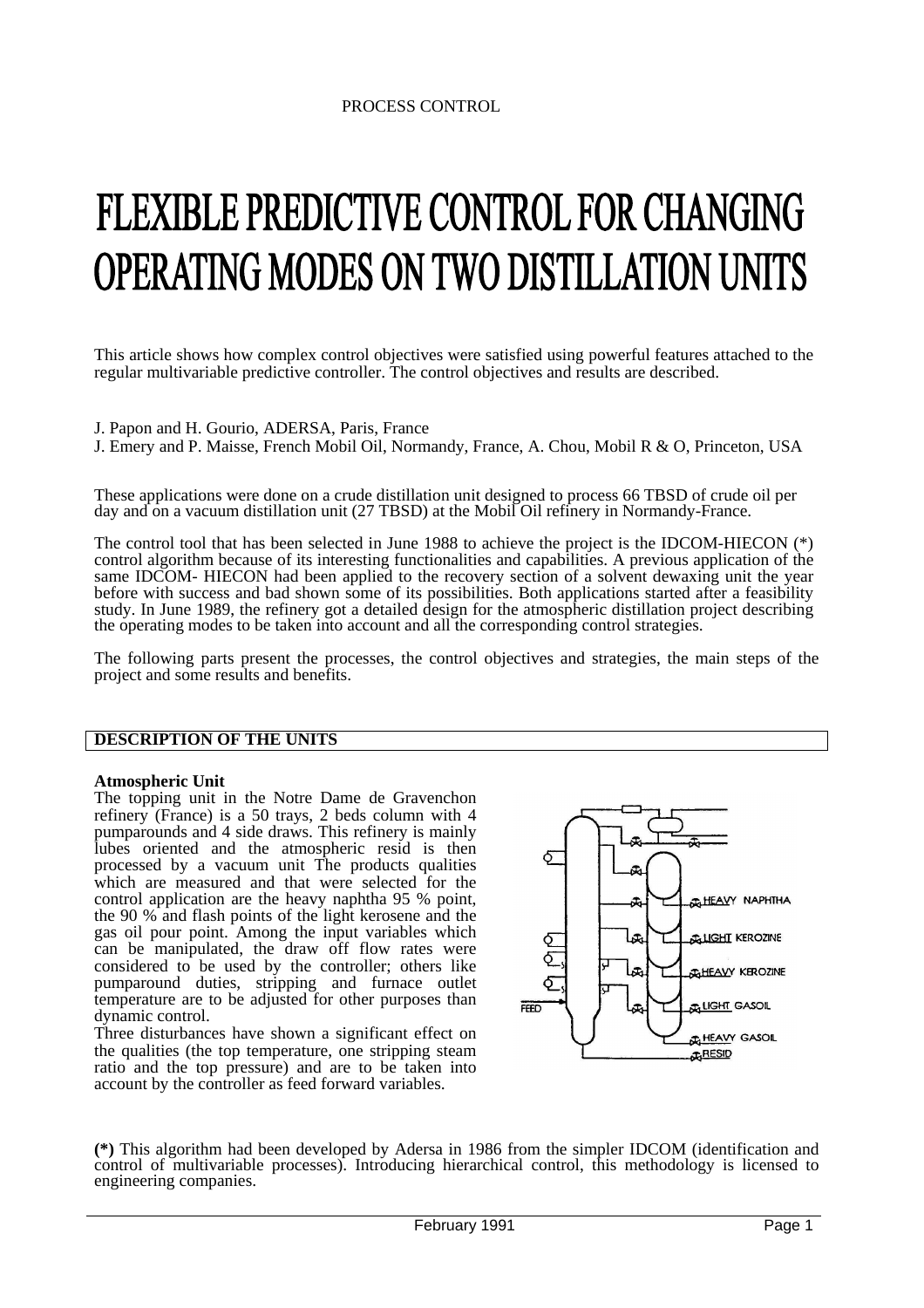PROCESS CONTROL

# FLEXIBLE PREDICTIVE CONTROL FOR CHANGING OPERATING MODES ON TWO DISTILLATION UNITS

This article shows how complex control objectives were satisfied using powerful features attached to the regular multivariable predictive controller. The control objectives and results are described.

J. Papon and H. Gourio, ADERSA, Paris, France
J. Emery and P. Maisse, French Mobil Oil, Normandy, France, A. Chou, Mobil R & O, Princeton, USA

These applications were done on a crude distillation unit designed to process 66 TBSD of crude oil per day and on a vacuum distillation unit (27 TBSD) at the Mobil Oil refinery in Normandy-France.

The control tool that has been selected in June 1988 to achieve the project is the IDCOM-HIECON (*) control algorithm because of its interesting functionalities and capabilities. A previous application of the same IDCOM- HIECON had been applied to the recovery section of a solvent dewaxing unit the year before with success and bad shown some of its possibilities. Both applications started after a feasibility study. In June 1989, the refinery got a detailed design for the atmospheric distillation project describing the operating modes to be taken into account and all the corresponding control strategies.

The following parts present the processes, the control objectives and strategies, the main steps of the project and some results and benefits.

## DESCRIPTION OF THE UNITS

### Atmospheric Unit

The topping unit in the Notre Dame de Gravenchon refinery (France) is a 50 trays, 2 beds column with 4 pumparounds and 4 side draws. This refinery is mainly lubes oriented and the atmospheric resid is then processed by a vacuum unit The products qualities which are measured and that were selected for the control application are the heavy naphtha 95 % point, the 90 % and flash points of the light kerosene and the gas oil pour point. Among the input variables which can be manipulated, the draw off flow rates were considered to be used by the controller; others like pumparound duties, stripping and furnace outlet temperature are to be adjusted for other purposes than dynamic control.

Three disturbances have shown a significant effect on the qualities (the top temperature, one stripping steam ratio and the top pressure) and are to be taken into account by the controller as feed forward variables.

FEED — HEAVY NAPHTHA — LIGHT KEROZINE — HEAVY KEROZINE — LIGHT GASOIL — HEAVY GASOIL — RESID

**(*)** This algorithm had been developed by Adersa in 1986 from the simpler IDCOM (identification and control of multivariable processes). Introducing hierarchical control, this methodology is licensed to engineering companies.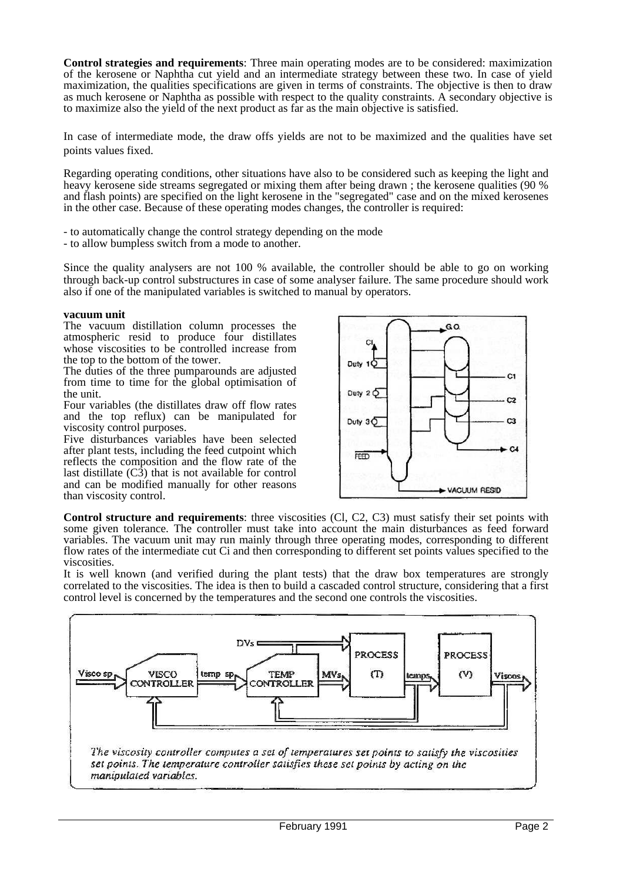**Control strategies and requirements**: Three main operating modes are to be considered: maximization of the kerosene or Naphtha cut yield and an intermediate strategy between these two. In case of yield maximization, the qualities specifications are given in terms of constraints. The objective is then to draw as much kerosene or Naphtha as possible with respect to the quality constraints. A secondary objective is to maximize also the yield of the next product as far as the main objective is satisfied.

In case of intermediate mode, the draw offs yields are not to be maximized and the qualities have set points values fixed.

Regarding operating conditions, other situations have also to be considered such as keeping the light and heavy kerosene side streams segregated or mixing them after being drawn ; the kerosene qualities (90 % and flash points) are specified on the light kerosene in the "segregated" case and on the mixed kerosenes in the other case. Because of these operating modes changes, the controller is required:

- to automatically change the control strategy depending on the mode
- to allow bumpless switch from a mode to another.

Since the quality analysers are not 100 % available, the controller should be able to go on working through back-up control substructures in case of some analyser failure. The same procedure should work also if one of the manipulated variables is switched to manual by operators.

**vacuum unit**

The vacuum distillation column processes the atmospheric resid to produce four distillates whose viscosities to be controlled increase from the top to the bottom of the tower.

The duties of the three pumparounds are adjusted from time to time for the global optimisation of the unit.

Four variables (the distillates draw off flow rates and the top reflux) can be manipulated for viscosity control purposes.

Five disturbances variables have been selected after plant tests, including the feed cutpoint which reflects the composition and the flow rate of the last distillate (C3) that is not available for control and can be modified manually for other reasons than viscosity control.

**Control structure and requirements**: three viscosities (Cl, C2, C3) must satisfy their set points with some given tolerance. The controller must take into account the main disturbances as feed forward variables. The vacuum unit may run mainly through three operating modes, corresponding to different flow rates of the intermediate cut Ci and then corresponding to different set points values specified to the viscosities.

It is well known (and verified during the plant tests) that the draw box temperatures are strongly correlated to the viscosities. The idea is then to build a cascaded control structure, considering that a first control level is concerned by the temperatures and the second one controls the viscosities.

*The viscosity controller computes a set of temperatures set points to satisfy the viscosities set points. The temperature controller satisfies these set points by acting on the manipulated variables.*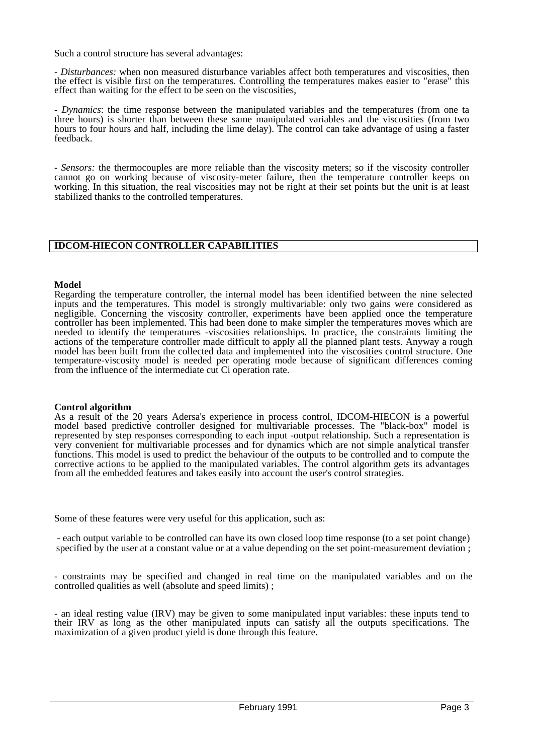Such a control structure has several advantages:

- *Disturbances:* when non measured disturbance variables affect both temperatures and viscosities, then the effect is visible first on the temperatures. Controlling the temperatures makes easier to "erase" this effect than waiting for the effect to be seen on the viscosities,

- *Dynamics*: the time response between the manipulated variables and the temperatures (from one ta three hours) is shorter than between these same manipulated variables and the viscosities (from two hours to four hours and half, including the lime delay). The control can take advantage of using a faster feedback.

- *Sensors:* the thermocouples are more reliable than the viscosity meters; so if the viscosity controller cannot go on working because of viscosity-meter failure, then the temperature controller keeps on working. In this situation, the real viscosities may not be right at their set points but the unit is at least stabilized thanks to the controlled temperatures.

## IDCOM-HIECON CONTROLLER CAPABILITIES

**Model**

Regarding the temperature controller, the internal model has been identified between the nine selected inputs and the temperatures. This model is strongly multivariable: only two gains were considered as negligible. Concerning the viscosity controller, experiments have been applied once the temperature controller has been implemented. This had been done to make simpler the temperatures moves which are needed to identify the temperatures -viscosities relationships. In practice, the constraints limiting the actions of the temperature controller made difficult to apply all the planned plant tests. Anyway a rough model has been built from the collected data and implemented into the viscosities control structure. One temperature-viscosity model is needed per operating mode because of significant differences coming from the influence of the intermediate cut Ci operation rate.

**Control algorithm**

As a result of the 20 years Adersa's experience in process control, IDCOM-HIECON is a powerful model based predictive controller designed for multivariable processes. The "black-box" model is represented by step responses corresponding to each input -output relationship. Such a representation is very convenient for multivariable processes and for dynamics which are not simple analytical transfer functions. This model is used to predict the behaviour of the outputs to be controlled and to compute the corrective actions to be applied to the manipulated variables. The control algorithm gets its advantages from all the embedded features and takes easily into account the user's control strategies.

Some of these features were very useful for this application, such as:

- each output variable to be controlled can have its own closed loop time response (to a set point change) specified by the user at a constant value or at a value depending on the set point-measurement deviation ;

- constraints may be specified and changed in real time on the manipulated variables and on the controlled qualities as well (absolute and speed limits) ;

- an ideal resting value (IRV) may be given to some manipulated input variables: these inputs tend to their IRV as long as the other manipulated inputs can satisfy all the outputs specifications. The maximization of a given product yield is done through this feature.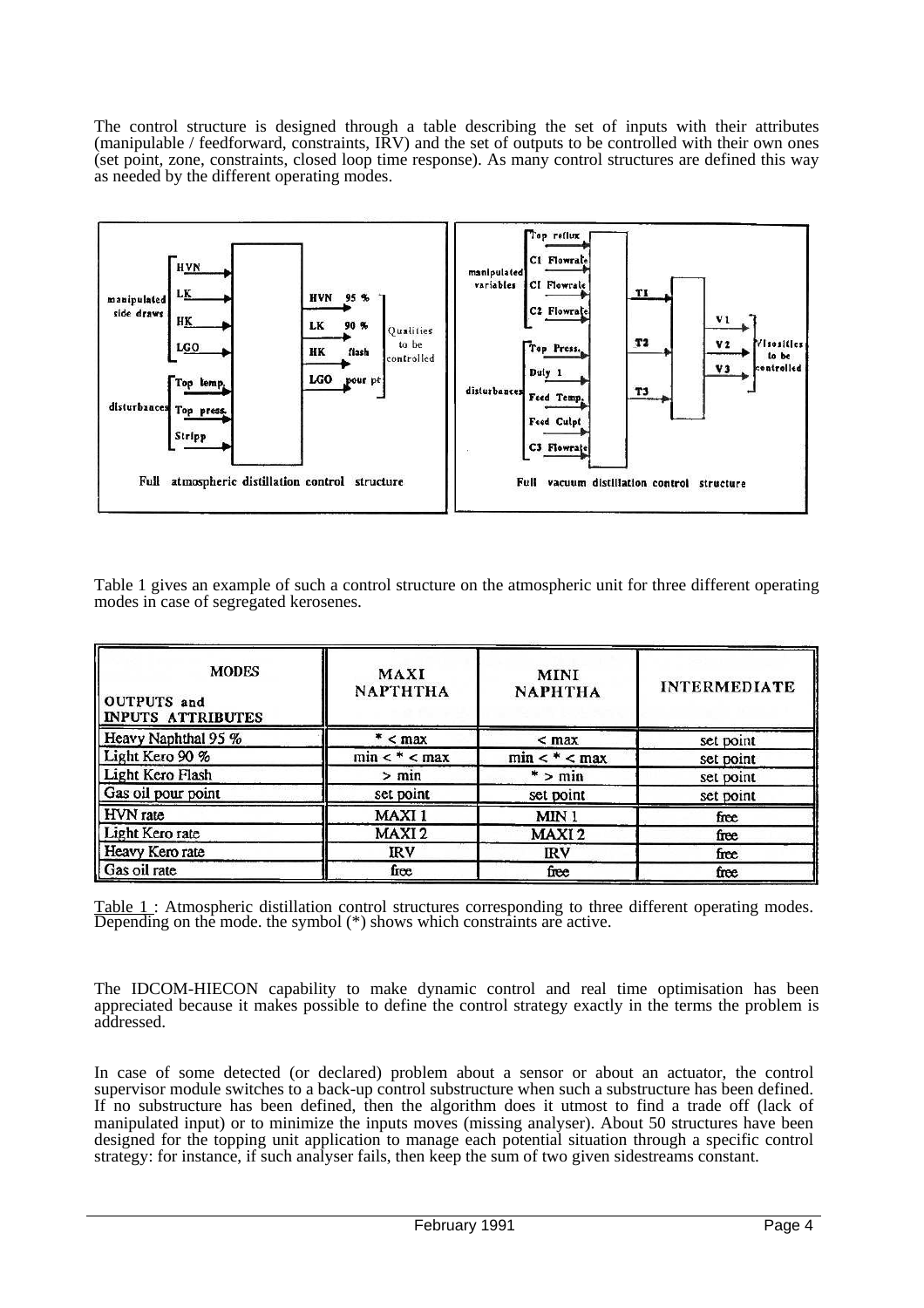The control structure is designed through a table describing the set of inputs with their attributes (manipulable / feedforward, constraints, IRV) and the set of outputs to be controlled with their own ones (set point, zone, constraints, closed loop time response). As many control structures are defined this way as needed by the different operating modes.

Full atmospheric distillation control structure

Full vacuum distillation control structure

Table 1 gives an example of such a control structure on the atmospheric unit for three different operating modes in case of segregated kerosenes.

| MODES / OUTPUTS and INPUTS ATTRIBUTES | MAXI NAPTHTHA | MINI NAPHTHA | INTERMEDIATE |
|---|---|---|---|
| Heavy Naphthal 95 % | * < max | < max | set point |
| Light Kero 90 % | min < * < max | min < * < max | set point |
| Light Kero Flash | > min | * > min | set point |
| Gas oil pour point | set point | set point | set point |
| HVN rate | MAXI 1 | MIN 1 | free |
| Light Kero rate | MAXI 2 | MAXI 2 | free |
| Heavy Kero rate | IRV | IRV | free |
| Gas oil rate | free | free | free |

Table 1 : Atmospheric distillation control structures corresponding to three different operating modes. Depending on the mode. the symbol (*) shows which constraints are active.

The IDCOM-HIECON capability to make dynamic control and real time optimisation has been appreciated because it makes possible to define the control strategy exactly in the terms the problem is addressed.

In case of some detected (or declared) problem about a sensor or about an actuator, the control supervisor module switches to a back-up control substructure when such a substructure has been defined. If no substructure has been defined, then the algorithm does it utmost to find a trade off (lack of manipulated input) or to minimize the inputs moves (missing analyser). About 50 structures have been designed for the topping unit application to manage each potential situation through a specific control strategy: for instance, if such analyser fails, then keep the sum of two given sidestreams constant.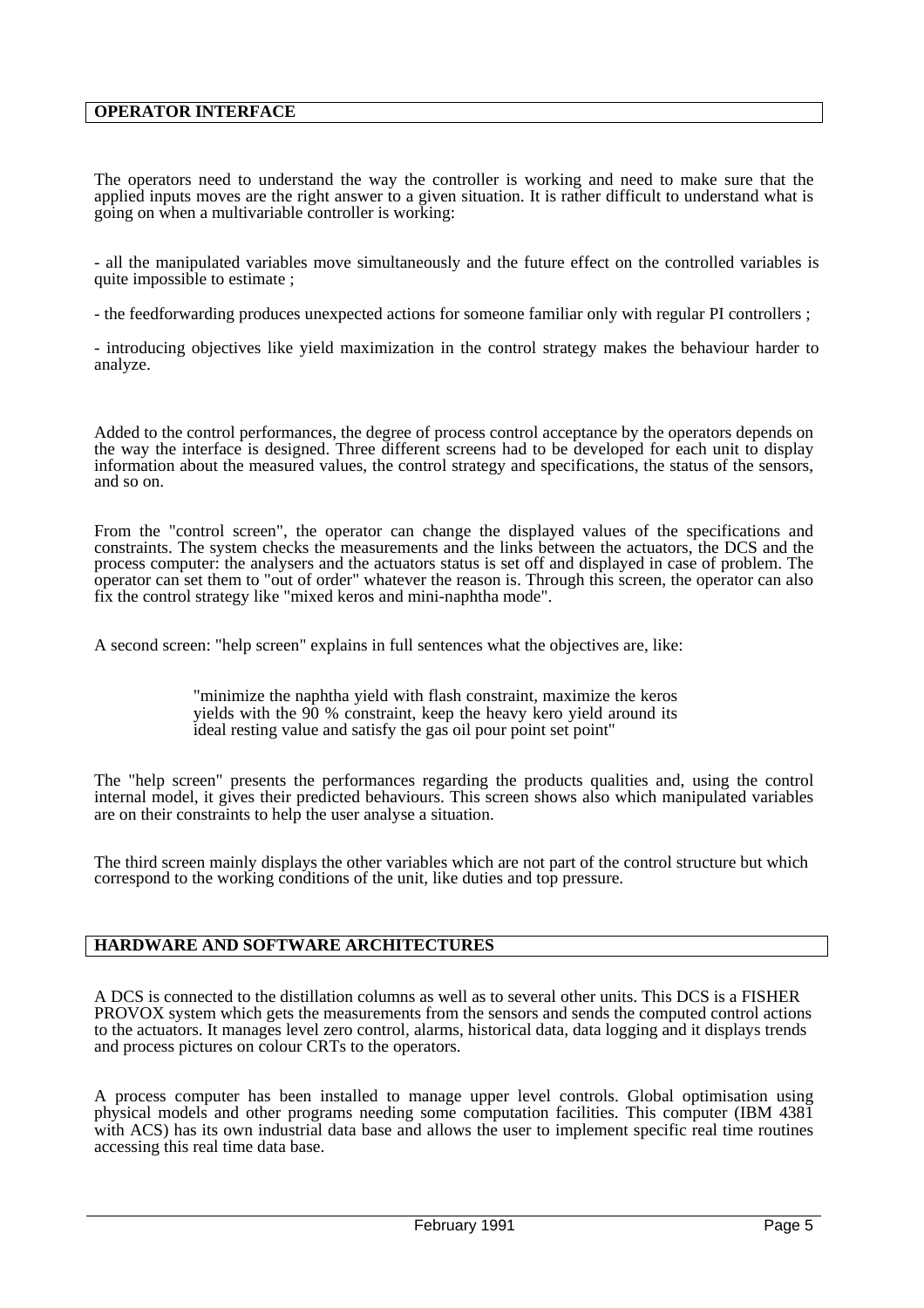## OPERATOR INTERFACE

The operators need to understand the way the controller is working and need to make sure that the applied inputs moves are the right answer to a given situation. It is rather difficult to understand what is going on when a multivariable controller is working:

- all the manipulated variables move simultaneously and the future effect on the controlled variables is quite impossible to estimate ;

- the feedforwarding produces unexpected actions for someone familiar only with regular PI controllers ;

- introducing objectives like yield maximization in the control strategy makes the behaviour harder to analyze.

Added to the control performances, the degree of process control acceptance by the operators depends on the way the interface is designed. Three different screens had to be developed for each unit to display information about the measured values, the control strategy and specifications, the status of the sensors, and so on.

From the "control screen", the operator can change the displayed values of the specifications and constraints. The system checks the measurements and the links between the actuators, the DCS and the process computer: the analysers and the actuators status is set off and displayed in case of problem. The operator can set them to "out of order" whatever the reason is. Through this screen, the operator can also fix the control strategy like "mixed keros and mini-naphtha mode".

A second screen: "help screen" explains in full sentences what the objectives are, like:

> "minimize the naphtha yield with flash constraint, maximize the keros yields with the 90 % constraint, keep the heavy kero yield around its ideal resting value and satisfy the gas oil pour point set point"

The "help screen" presents the performances regarding the products qualities and, using the control internal model, it gives their predicted behaviours. This screen shows also which manipulated variables are on their constraints to help the user analyse a situation.

The third screen mainly displays the other variables which are not part of the control structure but which correspond to the working conditions of the unit, like duties and top pressure.

## HARDWARE AND SOFTWARE ARCHITECTURES

A DCS is connected to the distillation columns as well as to several other units. This DCS is a FISHER PROVOX system which gets the measurements from the sensors and sends the computed control actions to the actuators. It manages level zero control, alarms, historical data, data logging and it displays trends and process pictures on colour CRTs to the operators.

A process computer has been installed to manage upper level controls. Global optimisation using physical models and other programs needing some computation facilities. This computer (IBM 4381 with ACS) has its own industrial data base and allows the user to implement specific real time routines accessing this real time data base.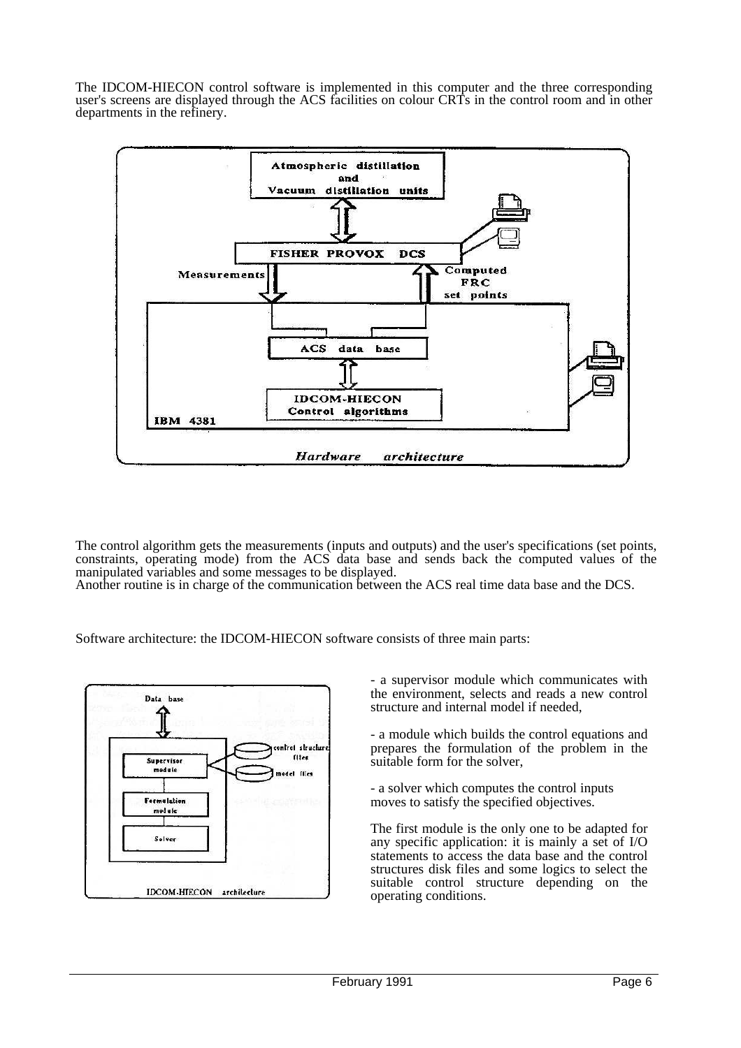The IDCOM-HIECON control software is implemented in this computer and the three corresponding user's screens are displayed through the ACS facilities on colour CRTs in the control room and in other departments in the refinery.

Atmospheric distillation and Vacuum distillation units

FISHER PROVOX DCS

Measurements

Computed FRC set points

ACS data base

IDCOM-HIECON Control algorithms

IBM 4381

*Hardware architecture*

The control algorithm gets the measurements (inputs and outputs) and the user's specifications (set points, constraints, operating mode) from the ACS data base and sends back the computed values of the manipulated variables and some messages to be displayed.
Another routine is in charge of the communication between the ACS real time data base and the DCS.

Software architecture: the IDCOM-HIECON software consists of three main parts:

Data base

Supervisor module

control structure files

model files

Formulation module

Solver

IDCOM-HIECON architecture

- a supervisor module which communicates with the environment, selects and reads a new control structure and internal model if needed,

- a module which builds the control equations and prepares the formulation of the problem in the suitable form for the solver,

- a solver which computes the control inputs moves to satisfy the specified objectives.

The first module is the only one to be adapted for any specific application: it is mainly a set of I/O statements to access the data base and the control structures disk files and some logics to select the suitable control structure depending on the operating conditions.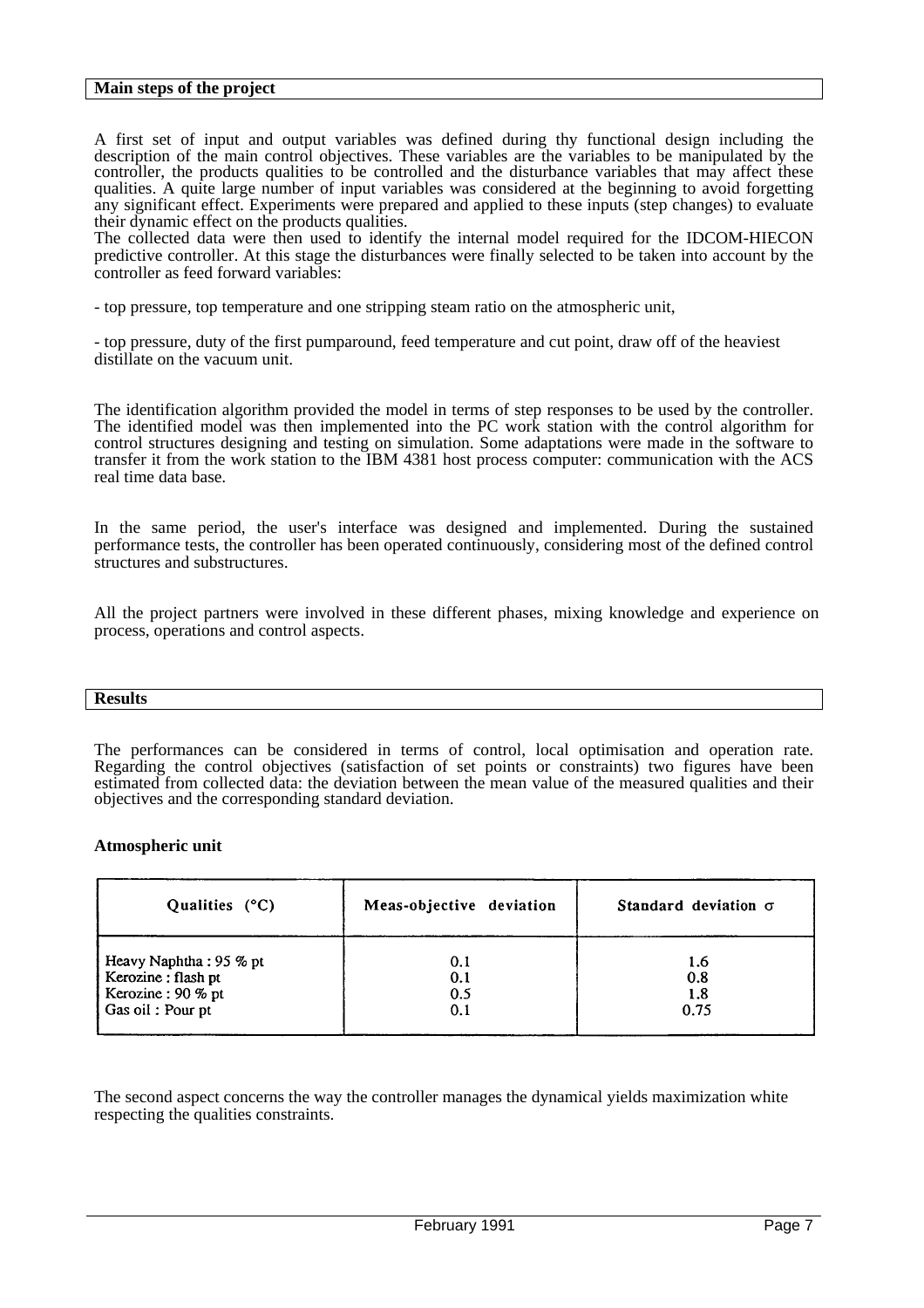## Main steps of the project

A first set of input and output variables was defined during thy functional design including the description of the main control objectives. These variables are the variables to be manipulated by the controller, the products qualities to be controlled and the disturbance variables that may affect these qualities. A quite large number of input variables was considered at the beginning to avoid forgetting any significant effect. Experiments were prepared and applied to these inputs (step changes) to evaluate their dynamic effect on the products qualities.
The collected data were then used to identify the internal model required for the IDCOM-HIECON predictive controller. At this stage the disturbances were finally selected to be taken into account by the controller as feed forward variables:

- top pressure, top temperature and one stripping steam ratio on the atmospheric unit,

- top pressure, duty of the first pumparound, feed temperature and cut point, draw off of the heaviest distillate on the vacuum unit.

The identification algorithm provided the model in terms of step responses to be used by the controller. The identified model was then implemented into the PC work station with the control algorithm for control structures designing and testing on simulation. Some adaptations were made in the software to transfer it from the work station to the IBM 4381 host process computer: communication with the ACS real time data base.

In the same period, the user's interface was designed and implemented. During the sustained performance tests, the controller has been operated continuously, considering most of the defined control structures and substructures.

All the project partners were involved in these different phases, mixing knowledge and experience on process, operations and control aspects.

## Results

The performances can be considered in terms of control, local optimisation and operation rate. Regarding the control objectives (satisfaction of set points or constraints) two figures have been estimated from collected data: the deviation between the mean value of the measured qualities and their objectives and the corresponding standard deviation.

**Atmospheric unit**

| Qualities (°C) | Meas-objective deviation | Standard deviation $\sigma$ |
|---|---|---|
| Heavy Naphtha : 95 % pt | 0.1 | 1.6 |
| Kerozine : flash pt | 0.1 | 0.8 |
| Kerozine : 90 % pt | 0.5 | 1.8 |
| Gas oil : Pour pt | 0.1 | 0.75 |

The second aspect concerns the way the controller manages the dynamical yields maximization white respecting the qualities constraints.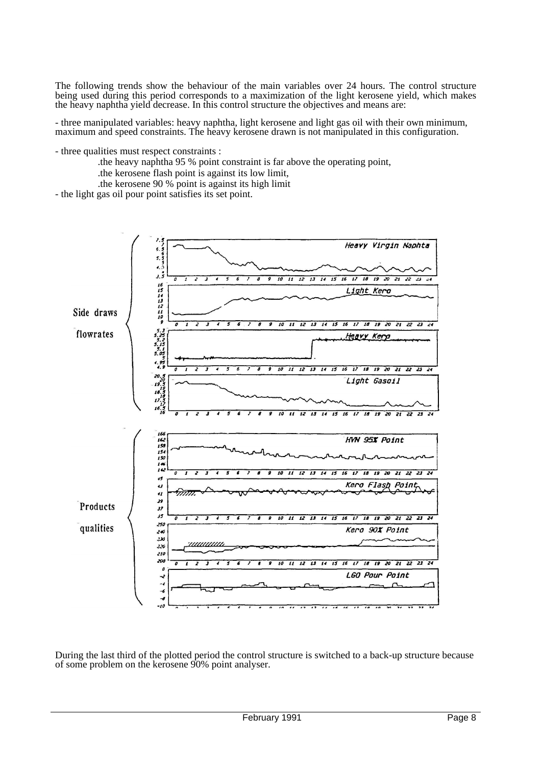The following trends show the behaviour of the main variables over 24 hours. The control structure being used during this period corresponds to a maximization of the light kerosene yield, which makes the heavy naphtha yield decrease. In this control structure the objectives and means are:

- three manipulated variables: heavy naphtha, light kerosene and light gas oil with their own minimum, maximum and speed constraints. The heavy kerosene drawn is not manipulated in this configuration.

- three qualities must respect constraints :
  - .the heavy naphtha 95 % point constraint is far above the operating point,
  - .the kerosene flash point is against its low limit,
  - .the kerosene 90 % point is against its high limit
- the light gas oil pour point satisfies its set point.

During the last third of the plotted period the control structure is switched to a back-up structure because of some problem on the kerosene 90% point analyser.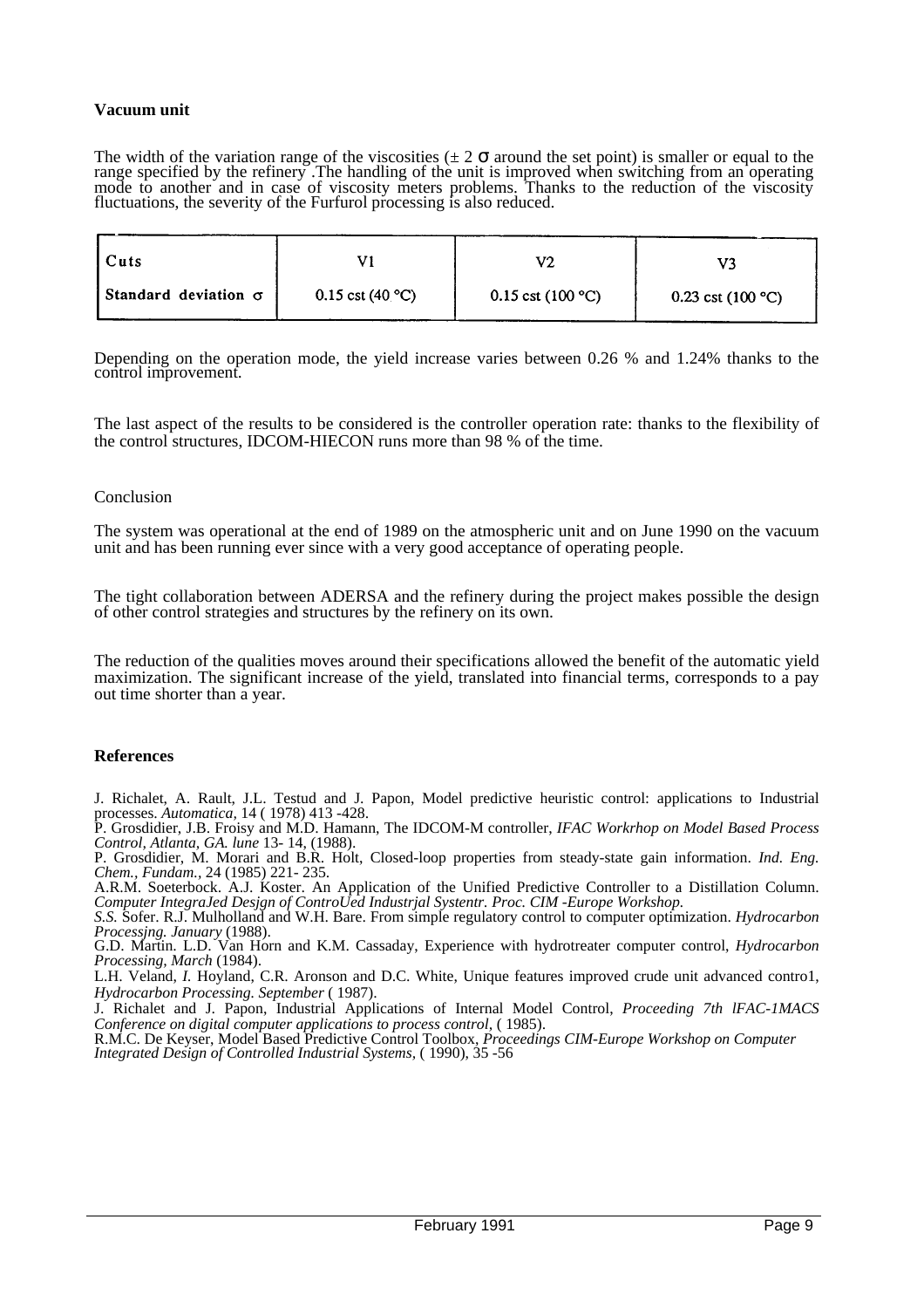**Vacuum unit**

The width of the variation range of the viscosities ($\pm 2\ \sigma$ around the set point) is smaller or equal to the range specified by the refinery .The handling of the unit is improved when switching from an operating mode to another and in case of viscosity meters problems. Thanks to the reduction of the viscosity fluctuations, the severity of the Furfurol processing is also reduced.

| Cuts | V1 | V2 | V3 |
|---|---|---|---|
| Standard deviation $\sigma$ | 0.15 cst (40 °C) | 0.15 cst (100 °C) | 0.23 cst (100 °C) |

Depending on the operation mode, the yield increase varies between 0.26 % and 1.24% thanks to the control improvement.

The last aspect of the results to be considered is the controller operation rate: thanks to the flexibility of the control structures, IDCOM-HIECON runs more than 98 % of the time.

Conclusion

The system was operational at the end of 1989 on the atmospheric unit and on June 1990 on the vacuum unit and has been running ever since with a very good acceptance of operating people.

The tight collaboration between ADERSA and the refinery during the project makes possible the design of other control strategies and structures by the refinery on its own.

The reduction of the qualities moves around their specifications allowed the benefit of the automatic yield maximization. The significant increase of the yield, translated into financial terms, corresponds to a pay out time shorter than a year.

**References**

J. Richalet, A. Rault, J.L. Testud and J. Papon, Model predictive heuristic control: applications to Industrial processes. *Automatica,* 14 ( 1978) 413 -428.
P. Grosdidier, J.B. Froisy and M.D. Hamann, The IDCOM-M controller, *IFAC Workrhop on Model Based Process Control, Atlanta, GA. lune* 13- 14, (1988).
P. Grosdidier, M. Morari and B.R. Holt, Closed-loop properties from steady-state gain information. *Ind. Eng. Chem., Fundam.,* 24 (1985) 221- 235.
A.R.M. Soeterbock. A.J. Koster. An Application of the Unified Predictive Controller to a Distillation Column. *Computer IntegraJed Desjgn of ControUed Industrjal Systentr. Proc. CIM -Europe Workshop.*
*S.S.* Sofer. R.J. Mulholland and W.H. Bare. From simple regulatory control to computer optimization. *Hydrocarbon Processjng. January* (1988).
G.D. Martin. L.D. Van Horn and K.M. Cassaday, Experience with hydrotreater computer control, *Hydrocarbon Processing, March* (1984).
L.H. Veland, *I.* Hoyland, C.R. Aronson and D.C. White, Unique features improved crude unit advanced contro1, *Hydrocarbon Processing. September* ( 1987).
J. Richalet and J. Papon, Industrial Applications of Internal Model Control, *Proceeding 7th lFAC-1MACS Conference on digital computer applications to process control,* ( 1985).
R.M.C. De Keyser, Model Based Predictive Control Toolbox, *Proceedings CIM-Europe Workshop on Computer Integrated Design of Controlled Industrial Systems,* ( 1990), 35 -56